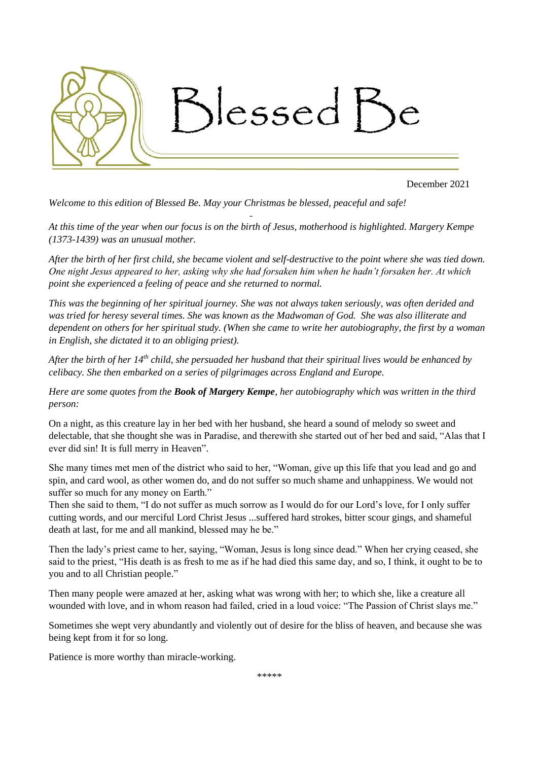# Blessed Be

December 2021

*Welcome to this edition of Blessed Be. May your Christmas be blessed, peaceful and safe!*

-

*At this time of the year when our focus is on the birth of Jesus, motherhood is highlighted. Margery Kempe (1373-1439) was an unusual mother.*

*After the birth of her first child, she became violent and self-destructive to the point where she was tied down. One night Jesus appeared to her, asking why she had forsaken him when he hadn't forsaken her. At which point she experienced a feeling of peace and she returned to normal.*

*This was the beginning of her spiritual journey. She was not always taken seriously, was often derided and was tried for heresy several times. She was known as the Madwoman of God. She was also illiterate and dependent on others for her spiritual study. (When she came to write her autobiography, the first by a woman in English, she dictated it to an obliging priest).*

*After the birth of her 14th child, she persuaded her husband that their spiritual lives would be enhanced by celibacy. She then embarked on a series of pilgrimages across England and Europe.*

*Here are some quotes from the* ***Book of Margery Kempe****, her autobiography which was written in the third person:*

On a night, as this creature lay in her bed with her husband, she heard a sound of melody so sweet and delectable, that she thought she was in Paradise, and therewith she started out of her bed and said, "Alas that I ever did sin! It is full merry in Heaven".

She many times met men of the district who said to her, "Woman, give up this life that you lead and go and spin, and card wool, as other women do, and do not suffer so much shame and unhappiness. We would not suffer so much for any money on Earth."
Then she said to them, "I do not suffer as much sorrow as I would do for our Lord's love, for I only suffer cutting words, and our merciful Lord Christ Jesus ...suffered hard strokes, bitter scour gings, and shameful death at last, for me and all mankind, blessed may he be."

Then the lady's priest came to her, saying, "Woman, Jesus is long since dead." When her crying ceased, she said to the priest, "His death is as fresh to me as if he had died this same day, and so, I think, it ought to be to you and to all Christian people."

Then many people were amazed at her, asking what was wrong with her; to which she, like a creature all wounded with love, and in whom reason had failed, cried in a loud voice: "The Passion of Christ slays me."

Sometimes she wept very abundantly and violently out of desire for the bliss of heaven, and because she was being kept from it for so long.

Patience is more worthy than miracle-working.

\*\*\*\*\*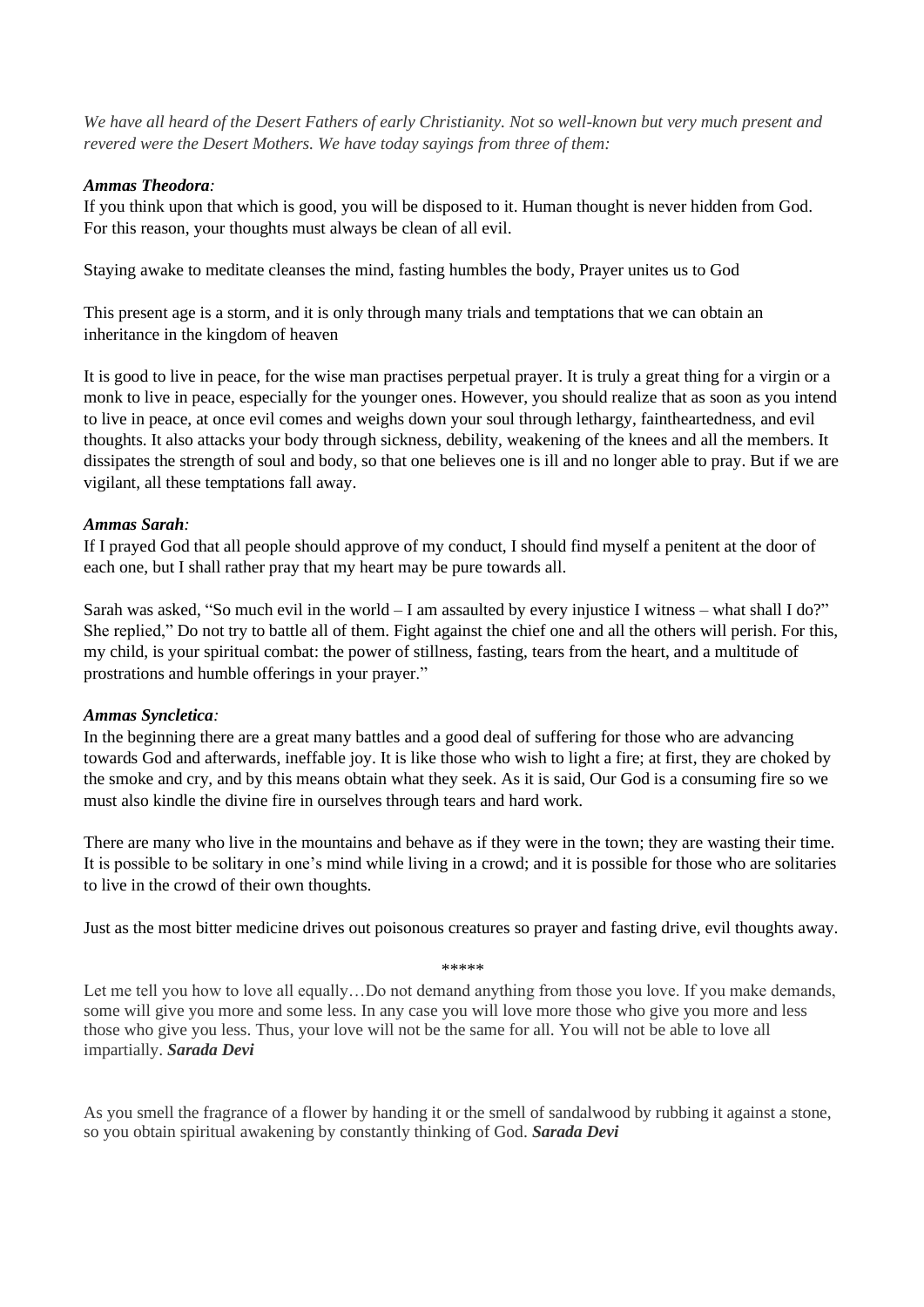*We have all heard of the Desert Fathers of early Christianity. Not so well-known but very much present and revered were the Desert Mothers. We have today sayings from three of them:*

***Ammas Theodora:***

If you think upon that which is good, you will be disposed to it. Human thought is never hidden from God. For this reason, your thoughts must always be clean of all evil.

Staying awake to meditate cleanses the mind, fasting humbles the body, Prayer unites us to God

This present age is a storm, and it is only through many trials and temptations that we can obtain an inheritance in the kingdom of heaven

It is good to live in peace, for the wise man practises perpetual prayer. It is truly a great thing for a virgin or a monk to live in peace, especially for the younger ones. However, you should realize that as soon as you intend to live in peace, at once evil comes and weighs down your soul through lethargy, faintheartedness, and evil thoughts. It also attacks your body through sickness, debility, weakening of the knees and all the members. It dissipates the strength of soul and body, so that one believes one is ill and no longer able to pray. But if we are vigilant, all these temptations fall away.

***Ammas Sarah:***

If I prayed God that all people should approve of my conduct, I should find myself a penitent at the door of each one, but I shall rather pray that my heart may be pure towards all.

Sarah was asked, "So much evil in the world – I am assaulted by every injustice I witness – what shall I do?" She replied," Do not try to battle all of them. Fight against the chief one and all the others will perish. For this, my child, is your spiritual combat: the power of stillness, fasting, tears from the heart, and a multitude of prostrations and humble offerings in your prayer."

***Ammas Syncletica:***

In the beginning there are a great many battles and a good deal of suffering for those who are advancing towards God and afterwards, ineffable joy. It is like those who wish to light a fire; at first, they are choked by the smoke and cry, and by this means obtain what they seek. As it is said, Our God is a consuming fire so we must also kindle the divine fire in ourselves through tears and hard work.

There are many who live in the mountains and behave as if they were in the town; they are wasting their time. It is possible to be solitary in one's mind while living in a crowd; and it is possible for those who are solitaries to live in the crowd of their own thoughts.

Just as the most bitter medicine drives out poisonous creatures so prayer and fasting drive, evil thoughts away.

\*\*\*\*\*

Let me tell you how to love all equally…Do not demand anything from those you love. If you make demands, some will give you more and some less. In any case you will love more those who give you more and less those who give you less. Thus, your love will not be the same for all. You will not be able to love all impartially. ***Sarada Devi***

As you smell the fragrance of a flower by handing it or the smell of sandalwood by rubbing it against a stone, so you obtain spiritual awakening by constantly thinking of God. ***Sarada Devi***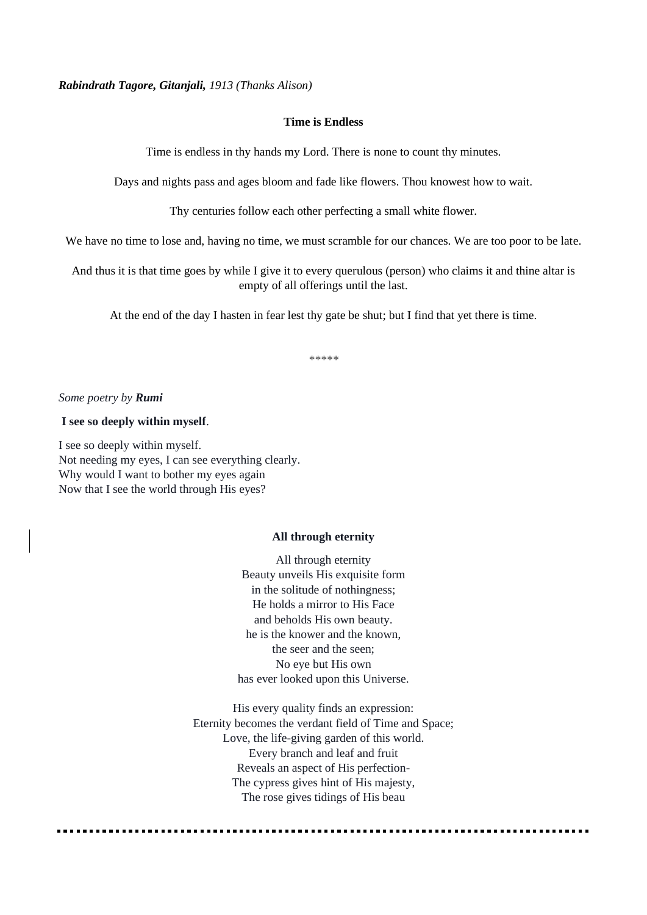***Rabindrath Tagore, Gitanjali,*** *1913 (Thanks Alison)*

**Time is Endless**

Time is endless in thy hands my Lord. There is none to count thy minutes.

Days and nights pass and ages bloom and fade like flowers. Thou knowest how to wait.

Thy centuries follow each other perfecting a small white flower.

We have no time to lose and, having no time, we must scramble for our chances. We are too poor to be late.

And thus it is that time goes by while I give it to every querulous (person) who claims it and thine altar is empty of all offerings until the last.

At the end of the day I hasten in fear lest thy gate be shut; but I find that yet there is time.

*****

*Some poetry by* ***Rumi***

**I see so deeply within myself**.

I see so deeply within myself.
Not needing my eyes, I can see everything clearly.
Why would I want to bother my eyes again
Now that I see the world through His eyes?

**All through eternity**

All through eternity
Beauty unveils His exquisite form
in the solitude of nothingness;
He holds a mirror to His Face
and beholds His own beauty.
he is the knower and the known,
the seer and the seen;
No eye but His own
has ever looked upon this Universe.

His every quality finds an expression:
Eternity becomes the verdant field of Time and Space;
Love, the life-giving garden of this world.
Every branch and leaf and fruit
Reveals an aspect of His perfection-
The cypress gives hint of His majesty,
The rose gives tidings of His beau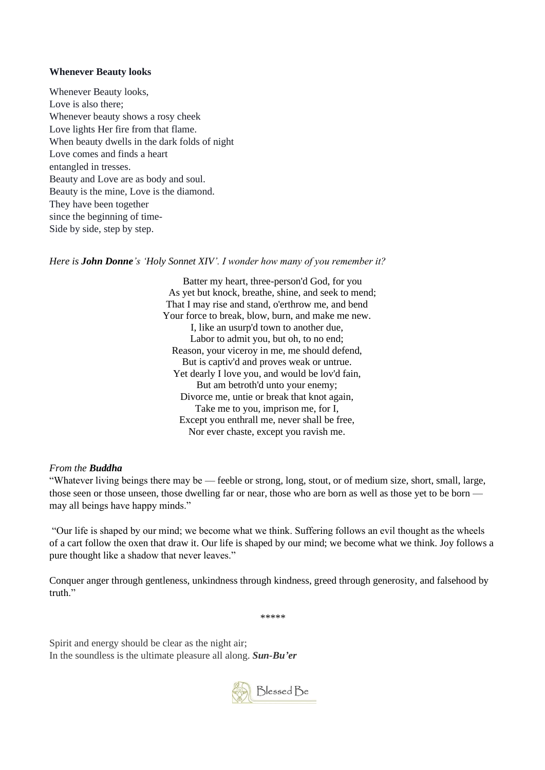**Whenever Beauty looks**

Whenever Beauty looks,  
Love is also there;  
Whenever beauty shows a rosy cheek  
Love lights Her fire from that flame.  
When beauty dwells in the dark folds of night  
Love comes and finds a heart  
entangled in tresses.  
Beauty and Love are as body and soul.  
Beauty is the mine, Love is the diamond.  
They have been together  
since the beginning of time-  
Side by side, step by step.

*Here is **John Donne**'s 'Holy Sonnet XIV'. I wonder how many of you remember it?*

Batter my heart, three-person'd God, for you  
As yet but knock, breathe, shine, and seek to mend;  
That I may rise and stand, o'erthrow me, and bend  
Your force to break, blow, burn, and make me new.  
I, like an usurp'd town to another due,  
Labor to admit you, but oh, to no end;  
Reason, your viceroy in me, me should defend,  
But is captiv'd and proves weak or untrue.  
Yet dearly I love you, and would be lov'd fain,  
But am betroth'd unto your enemy;  
Divorce me, untie or break that knot again,  
Take me to you, imprison me, for I,  
Except you enthrall me, never shall be free,  
Nor ever chaste, except you ravish me.

*From the **Buddha***

"Whatever living beings there may be — feeble or strong, long, stout, or of medium size, short, small, large, those seen or those unseen, those dwelling far or near, those who are born as well as those yet to be born — may all beings have happy minds."

"Our life is shaped by our mind; we become what we think. Suffering follows an evil thought as the wheels of a cart follow the oxen that draw it. Our life is shaped by our mind; we become what we think. Joy follows a pure thought like a shadow that never leaves."

Conquer anger through gentleness, unkindness through kindness, greed through generosity, and falsehood by truth."

*****

Spirit and energy should be clear as the night air;  
In the soundless is the ultimate pleasure all along. ***Sun-Bu'er***

Blessed Be